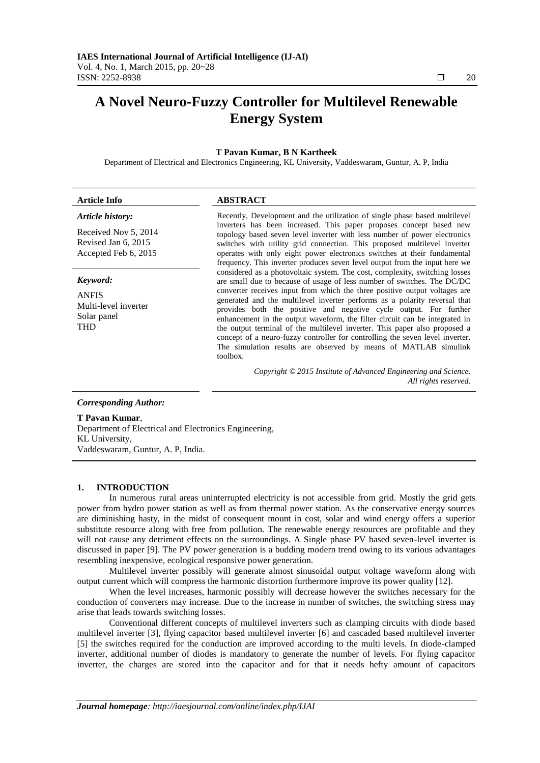# A Novel Neuro-Fuzzy Controller for Multilevel Renewable Energy System

**T Pavan Kumar, B N Kartheek**

Department of Electrical and Electronics Engineering, KL University, Vaddeswaram, Guntur, A. P, India

**Article Info**

*Article history:*

Received Nov 5, 2014
Revised Jan 6, 2015
Accepted Feb 6, 2015

*Keyword:*

ANFIS
Multi-level inverter
Solar panel
THD

**ABSTRACT**

Recently, Development and the utilization of single phase based multilevel inverters has been increased. This paper proposes concept based new topology based seven level inverter with less number of power electronics switches with utility grid connection. This proposed multilevel inverter operates with only eight power electronics switches at their fundamental frequency. This inverter produces seven level output from the input here we considered as a photovoltaic system. The cost, complexity, switching losses are small due to because of usage of less number of switches. The DC/DC converter receives input from which the three positive output voltages are generated and the multilevel inverter performs as a polarity reversal that provides both the positive and negative cycle output. For further enhancement in the output waveform, the filter circuit can be integrated in the output terminal of the multilevel inverter. This paper also proposed a concept of a neuro-fuzzy controller for controlling the seven level inverter. The simulation results are observed by means of MATLAB simulink toolbox.

*Copyright © 2015 Institute of Advanced Engineering and Science. All rights reserved.*

*Corresponding Author:*

**T Pavan Kumar**,
Department of Electrical and Electronics Engineering,
KL University,
Vaddeswaram, Guntur, A. P, India.

## 1. INTRODUCTION

In numerous rural areas uninterrupted electricity is not accessible from grid. Mostly the grid gets power from hydro power station as well as from thermal power station. As the conservative energy sources are diminishing hasty, in the midst of consequent mount in cost, solar and wind energy offers a superior substitute resource along with free from pollution. The renewable energy resources are profitable and they will not cause any detriment effects on the surroundings. A Single phase PV based seven-level inverter is discussed in paper [9]. The PV power generation is a budding modern trend owing to its various advantages resembling inexpensive, ecological responsive power generation.

Multilevel inverter possibly will generate almost sinusoidal output voltage waveform along with output current which will compress the harmonic distortion furthermore improve its power quality [12].

When the level increases, harmonic possibly will decrease however the switches necessary for the conduction of converters may increase. Due to the increase in number of switches, the switching stress may arise that leads towards switching losses.

Conventional different concepts of multilevel inverters such as clamping circuits with diode based multilevel inverter [3], flying capacitor based multilevel inverter [6] and cascaded based multilevel inverter [5] the switches required for the conduction are improved according to the multi levels. In diode-clamped inverter, additional number of diodes is mandatory to generate the number of levels. For flying capacitor inverter, the charges are stored into the capacitor and for that it needs hefty amount of capacitors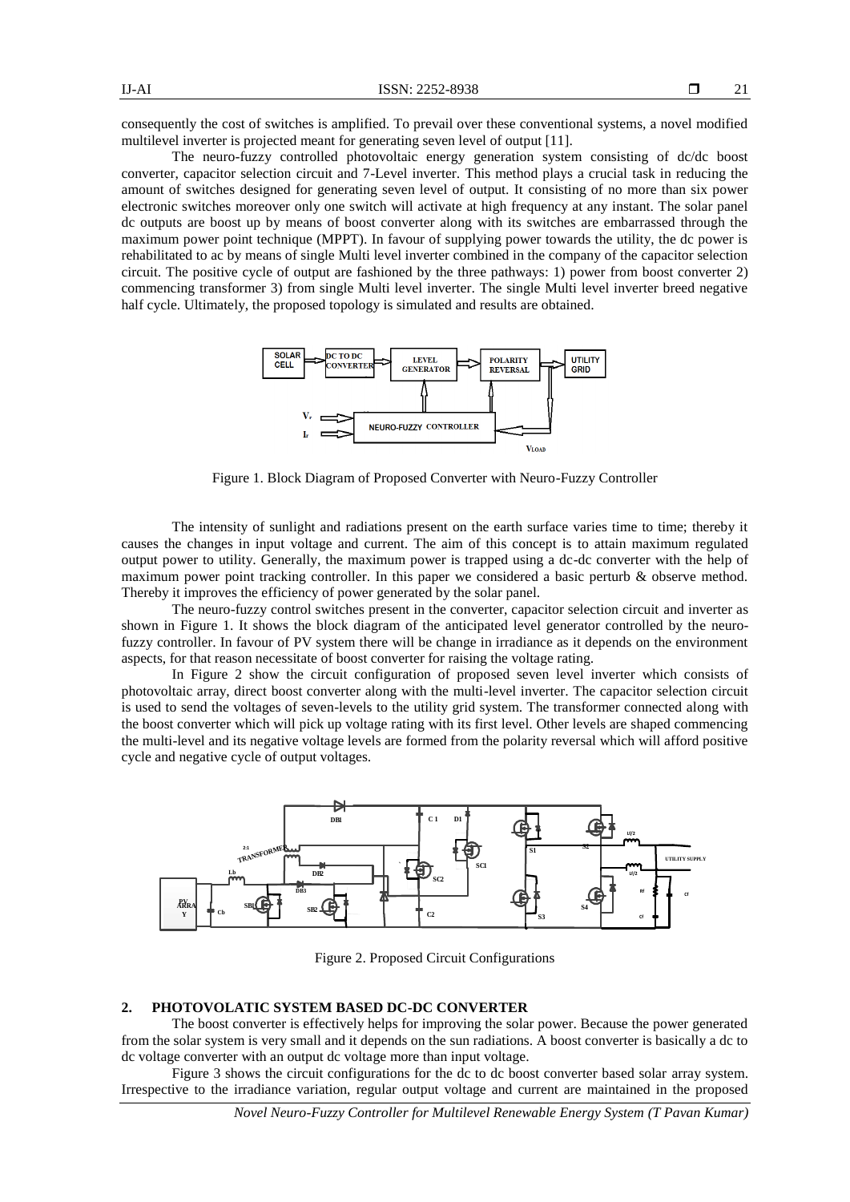consequently the cost of switches is amplified. To prevail over these conventional systems, a novel modified multilevel inverter is projected meant for generating seven level of output [11].

The neuro-fuzzy controlled photovoltaic energy generation system consisting of dc/dc boost converter, capacitor selection circuit and 7-Level inverter. This method plays a crucial task in reducing the amount of switches designed for generating seven level of output. It consisting of no more than six power electronic switches moreover only one switch will activate at high frequency at any instant. The solar panel dc outputs are boost up by means of boost converter along with its switches are embarrassed through the maximum power point technique (MPPT). In favour of supplying power towards the utility, the dc power is rehabilitated to ac by means of single Multi level inverter combined in the company of the capacitor selection circuit. The positive cycle of output are fashioned by the three pathways: 1) power from boost converter 2) commencing transformer 3) from single Multi level inverter. The single Multi level inverter breed negative half cycle. Ultimately, the proposed topology is simulated and results are obtained.

Figure 1. Block Diagram of Proposed Converter with Neuro-Fuzzy Controller

The intensity of sunlight and radiations present on the earth surface varies time to time; thereby it causes the changes in input voltage and current. The aim of this concept is to attain maximum regulated output power to utility. Generally, the maximum power is trapped using a dc-dc converter with the help of maximum power point tracking controller. In this paper we considered a basic perturb & observe method. Thereby it improves the efficiency of power generated by the solar panel.

The neuro-fuzzy control switches present in the converter, capacitor selection circuit and inverter as shown in Figure 1. It shows the block diagram of the anticipated level generator controlled by the neuro-fuzzy controller. In favour of PV system there will be change in irradiance as it depends on the environment aspects, for that reason necessitate of boost converter for raising the voltage rating.

In Figure 2 show the circuit configuration of proposed seven level inverter which consists of photovoltaic array, direct boost converter along with the multi-level inverter. The capacitor selection circuit is used to send the voltages of seven-levels to the utility grid system. The transformer connected along with the boost converter which will pick up voltage rating with its first level. Other levels are shaped commencing the multi-level and its negative voltage levels are formed from the polarity reversal which will afford positive cycle and negative cycle of output voltages.

Figure 2. Proposed Circuit Configurations

## 2. PHOTOVOLATIC SYSTEM BASED DC-DC CONVERTER

The boost converter is effectively helps for improving the solar power. Because the power generated from the solar system is very small and it depends on the sun radiations. A boost converter is basically a dc to dc voltage converter with an output dc voltage more than input voltage.

Figure 3 shows the circuit configurations for the dc to dc boost converter based solar array system. Irrespective to the irradiance variation, regular output voltage and current are maintained in the proposed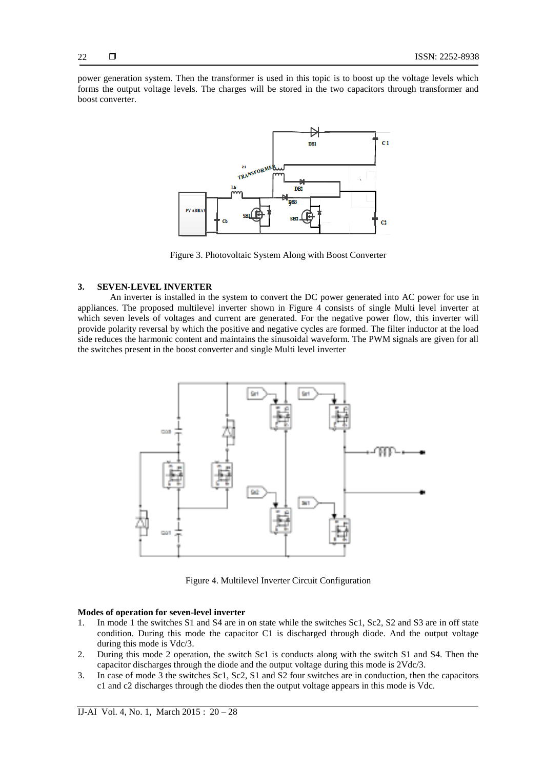power generation system. Then the transformer is used in this topic is to boost up the voltage levels which forms the output voltage levels. The charges will be stored in the two capacitors through transformer and boost converter.

Figure 3. Photovoltaic System Along with Boost Converter

## 3. SEVEN-LEVEL INVERTER

An inverter is installed in the system to convert the DC power generated into AC power for use in appliances. The proposed multilevel inverter shown in Figure 4 consists of single Multi level inverter at which seven levels of voltages and current are generated. For the negative power flow, this inverter will provide polarity reversal by which the positive and negative cycles are formed. The filter inductor at the load side reduces the harmonic content and maintains the sinusoidal waveform. The PWM signals are given for all the switches present in the boost converter and single Multi level inverter

Figure 4. Multilevel Inverter Circuit Configuration

**Modes of operation for seven-level inverter**

1. In mode 1 the switches S1 and S4 are in on state while the switches Sc1, Sc2, S2 and S3 are in off state condition. During this mode the capacitor C1 is discharged through diode. And the output voltage during this mode is Vdc/3.
2. During this mode 2 operation, the switch Sc1 is conducts along with the switch S1 and S4. Then the capacitor discharges through the diode and the output voltage during this mode is 2Vdc/3.
3. In case of mode 3 the switches Sc1, Sc2, S1 and S2 four switches are in conduction, then the capacitors c1 and c2 discharges through the diodes then the output voltage appears in this mode is Vdc.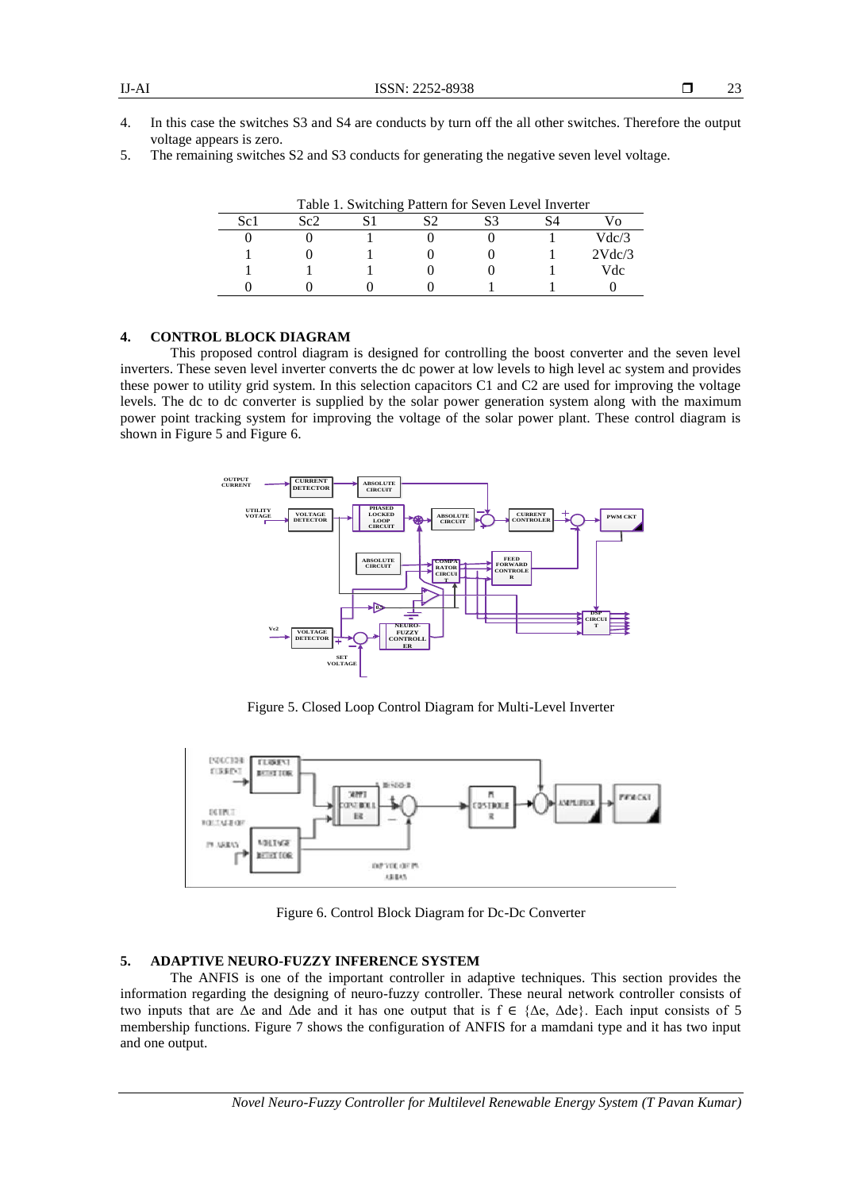4. In this case the switches S3 and S4 are conducts by turn off the all other switches. Therefore the output voltage appears is zero.
5. The remaining switches S2 and S3 conducts for generating the negative seven level voltage.

Table 1. Switching Pattern for Seven Level Inverter

| Sc1 | Sc2 | S1 | S2 | S3 | S4 | Vo |
|---|---|---|---|---|---|---|
| 0 | 0 | 1 | 0 | 0 | 1 | Vdc/3 |
| 1 | 0 | 1 | 0 | 0 | 1 | 2Vdc/3 |
| 1 | 1 | 1 | 0 | 0 | 1 | Vdc |
| 0 | 0 | 0 | 0 | 1 | 1 | 0 |

## 4. CONTROL BLOCK DIAGRAM

This proposed control diagram is designed for controlling the boost converter and the seven level inverters. These seven level inverter converts the dc power at low levels to high level ac system and provides these power to utility grid system. In this selection capacitors C1 and C2 are used for improving the voltage levels. The dc to dc converter is supplied by the solar power generation system along with the maximum power point tracking system for improving the voltage of the solar power plant. These control diagram is shown in Figure 5 and Figure 6.

Figure 5. Closed Loop Control Diagram for Multi-Level Inverter

Figure 6. Control Block Diagram for Dc-Dc Converter

## 5. ADAPTIVE NEURO-FUZZY INFERENCE SYSTEM

The ANFIS is one of the important controller in adaptive techniques. This section provides the information regarding the designing of neuro-fuzzy controller. These neural network controller consists of two inputs that are $\Delta e$ and $\Delta de$ and it has one output that is $f \in \{\Delta e, \Delta de\}$. Each input consists of 5 membership functions. Figure 7 shows the configuration of ANFIS for a mamdani type and it has two input and one output.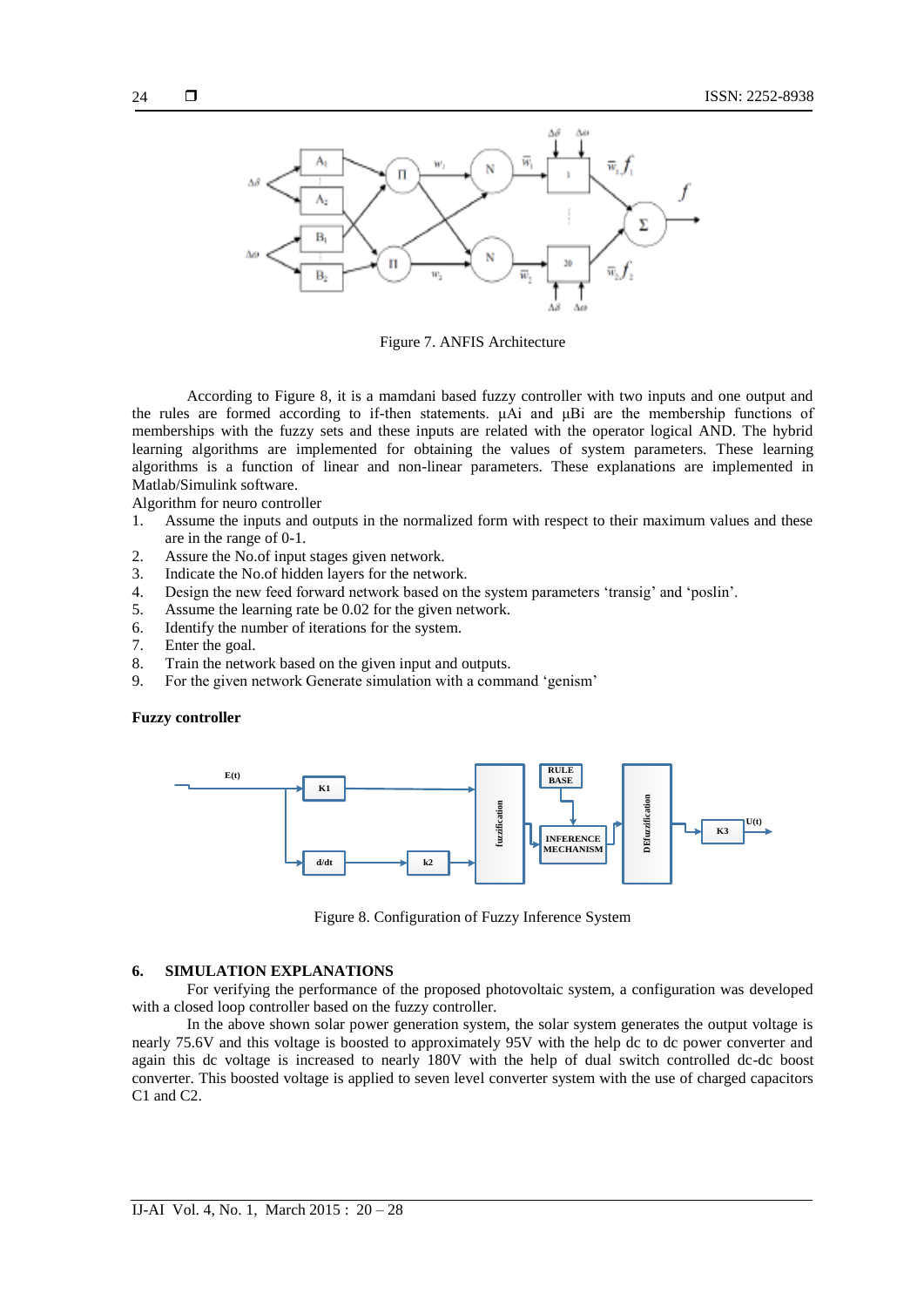Figure 7. ANFIS Architecture

According to Figure 8, it is a mamdani based fuzzy controller with two inputs and one output and the rules are formed according to if-then statements. µAi and µBi are the membership functions of memberships with the fuzzy sets and these inputs are related with the operator logical AND. The hybrid learning algorithms are implemented for obtaining the values of system parameters. These learning algorithms is a function of linear and non-linear parameters. These explanations are implemented in Matlab/Simulink software.

Algorithm for neuro controller

1. Assume the inputs and outputs in the normalized form with respect to their maximum values and these are in the range of 0-1.
2. Assure the No.of input stages given network.
3. Indicate the No.of hidden layers for the network.
4. Design the new feed forward network based on the system parameters 'transig' and 'poslin'.
5. Assume the learning rate be 0.02 for the given network.
6. Identify the number of iterations for the system.
7. Enter the goal.
8. Train the network based on the given input and outputs.
9. For the given network Generate simulation with a command 'genism'

**Fuzzy controller**

Figure 8. Configuration of Fuzzy Inference System

## 6. SIMULATION EXPLANATIONS

For verifying the performance of the proposed photovoltaic system, a configuration was developed with a closed loop controller based on the fuzzy controller.

In the above shown solar power generation system, the solar system generates the output voltage is nearly 75.6V and this voltage is boosted to approximately 95V with the help dc to dc power converter and again this dc voltage is increased to nearly 180V with the help of dual switch controlled dc-dc boost converter. This boosted voltage is applied to seven level converter system with the use of charged capacitors C1 and C2.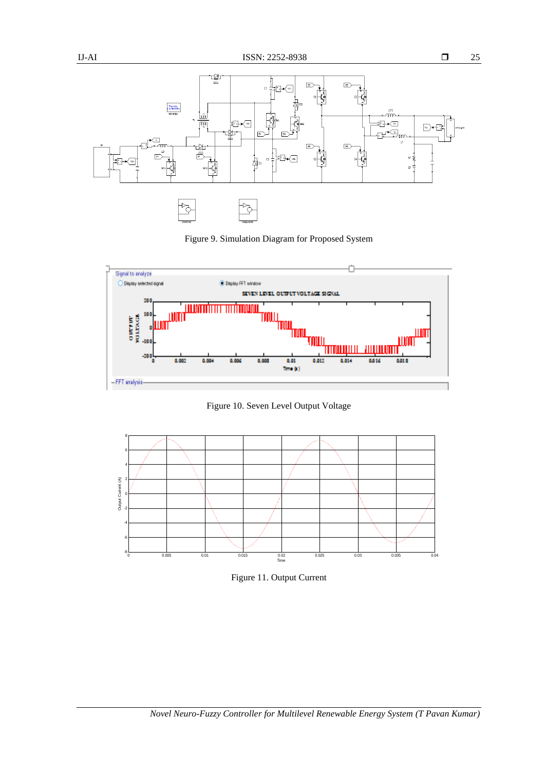Figure 9. Simulation Diagram for Proposed System

Figure 10. Seven Level Output Voltage

Figure 11. Output Current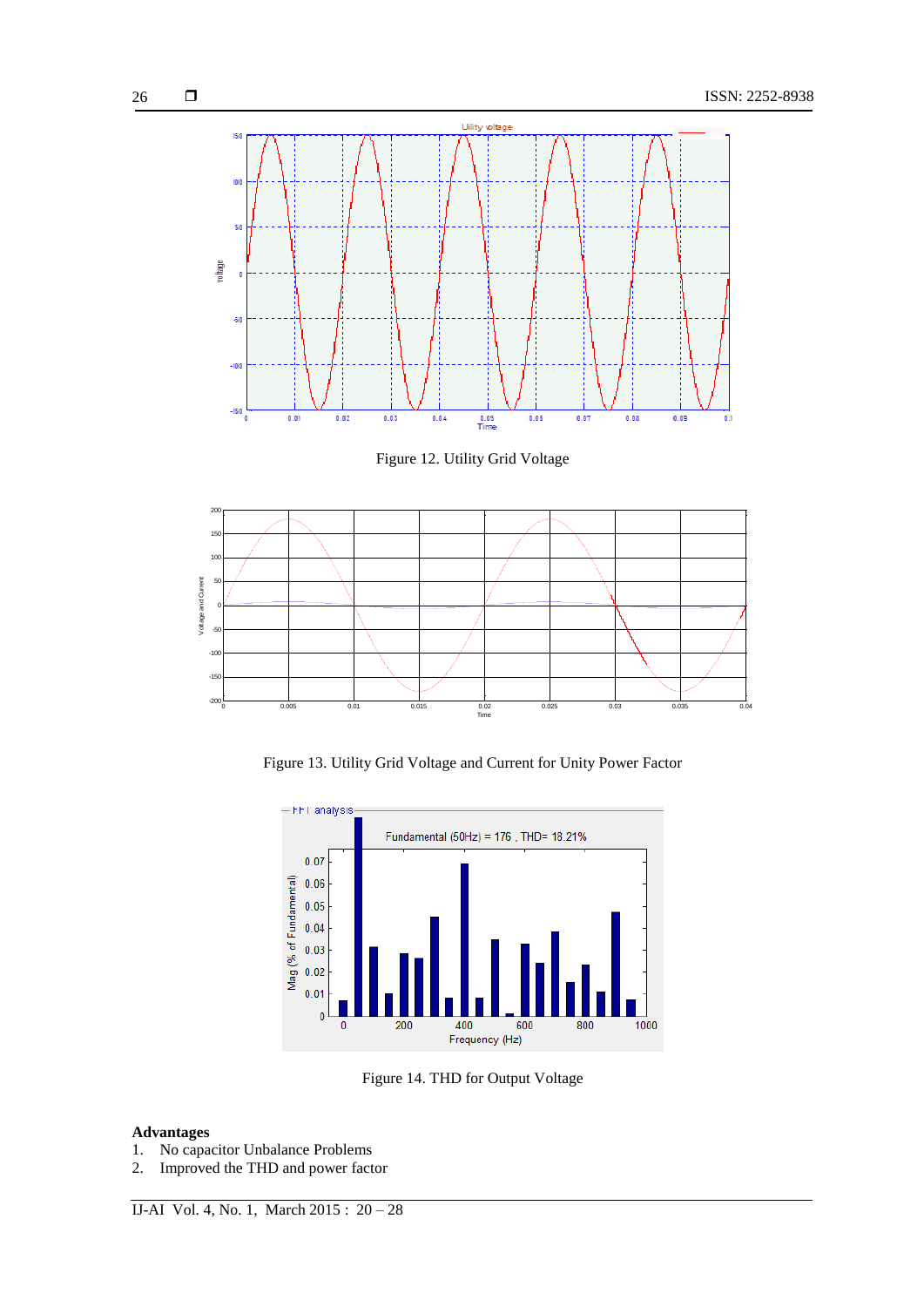Figure 12. Utility Grid Voltage

Figure 13. Utility Grid Voltage and Current for Unity Power Factor

Figure 14. THD for Output Voltage

**Advantages**

1. No capacitor Unbalance Problems
2. Improved the THD and power factor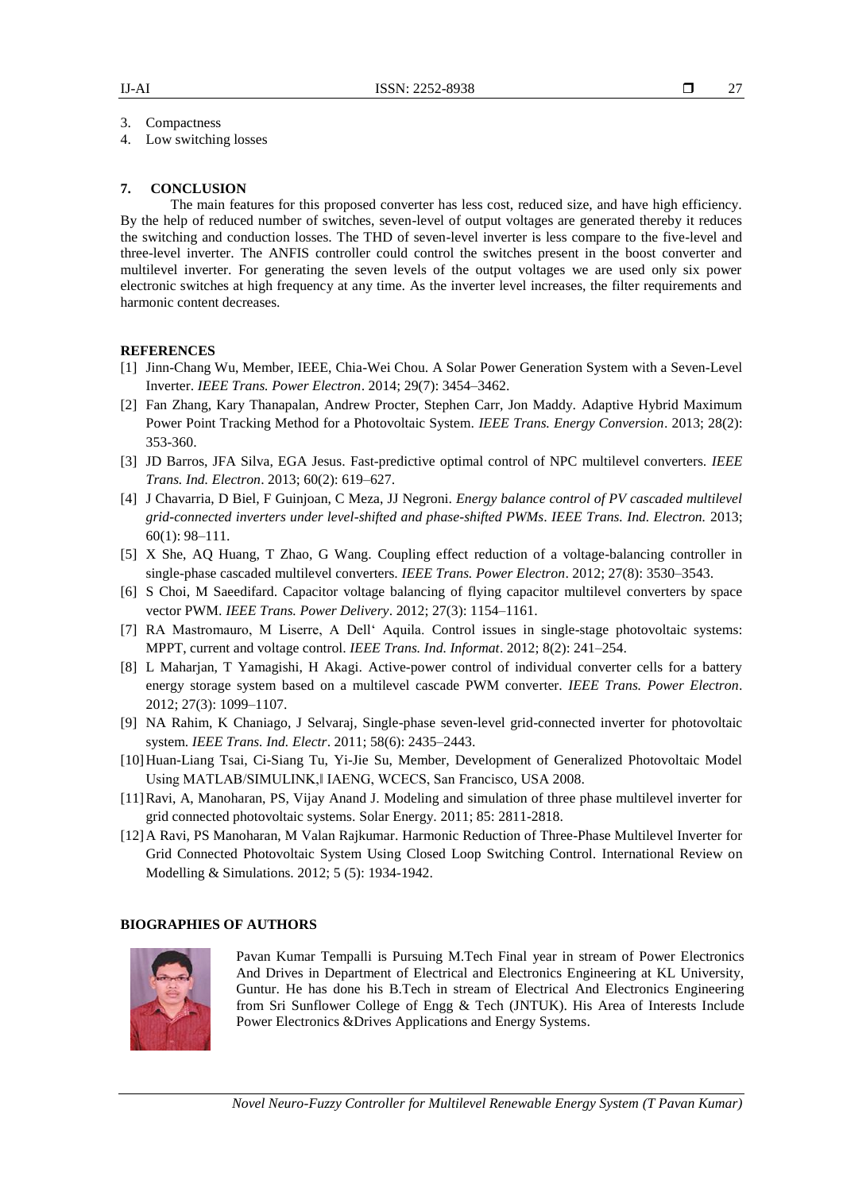3. Compactness
4. Low switching losses

## 7. CONCLUSION

The main features for this proposed converter has less cost, reduced size, and have high efficiency. By the help of reduced number of switches, seven-level of output voltages are generated thereby it reduces the switching and conduction losses. The THD of seven-level inverter is less compare to the five-level and three-level inverter. The ANFIS controller could control the switches present in the boost converter and multilevel inverter. For generating the seven levels of the output voltages we are used only six power electronic switches at high frequency at any time. As the inverter level increases, the filter requirements and harmonic content decreases.

## REFERENCES

[1] Jinn-Chang Wu, Member, IEEE, Chia-Wei Chou. A Solar Power Generation System with a Seven-Level Inverter. *IEEE Trans. Power Electron*. 2014; 29(7): 3454–3462.

[2] Fan Zhang, Kary Thanapalan, Andrew Procter, Stephen Carr, Jon Maddy. Adaptive Hybrid Maximum Power Point Tracking Method for a Photovoltaic System. *IEEE Trans. Energy Conversion*. 2013; 28(2): 353-360.

[3] JD Barros, JFA Silva, EGA Jesus. Fast-predictive optimal control of NPC multilevel converters. *IEEE Trans. Ind. Electron*. 2013; 60(2): 619–627.

[4] J Chavarria, D Biel, F Guinjoan, C Meza, JJ Negroni. *Energy balance control of PV cascaded multilevel grid-connected inverters under level-shifted and phase-shifted PWMs*. *IEEE Trans. Ind. Electron.* 2013; 60(1): 98–111.

[5] X She, AQ Huang, T Zhao, G Wang. Coupling effect reduction of a voltage-balancing controller in single-phase cascaded multilevel converters. *IEEE Trans. Power Electron*. 2012; 27(8): 3530–3543.

[6] S Choi, M Saeedifard. Capacitor voltage balancing of flying capacitor multilevel converters by space vector PWM. *IEEE Trans. Power Delivery*. 2012; 27(3): 1154–1161.

[7] RA Mastromauro, M Liserre, A Dell' Aquila. Control issues in single-stage photovoltaic systems: MPPT, current and voltage control. *IEEE Trans. Ind. Informat*. 2012; 8(2): 241–254.

[8] L Maharjan, T Yamagishi, H Akagi. Active-power control of individual converter cells for a battery energy storage system based on a multilevel cascade PWM converter. *IEEE Trans. Power Electron*. 2012; 27(3): 1099–1107.

[9] NA Rahim, K Chaniago, J Selvaraj, Single-phase seven-level grid-connected inverter for photovoltaic system. *IEEE Trans. Ind. Electr*. 2011; 58(6): 2435–2443.

[10] Huan-Liang Tsai, Ci-Siang Tu, Yi-Jie Su, Member, Development of Generalized Photovoltaic Model Using MATLAB/SIMULINK,‖ IAENG, WCECS, San Francisco, USA 2008.

[11] Ravi, A, Manoharan, PS, Vijay Anand J. Modeling and simulation of three phase multilevel inverter for grid connected photovoltaic systems. Solar Energy. 2011; 85: 2811-2818.

[12] A Ravi, PS Manoharan, M Valan Rajkumar. Harmonic Reduction of Three-Phase Multilevel Inverter for Grid Connected Photovoltaic System Using Closed Loop Switching Control. International Review on Modelling & Simulations. 2012; 5 (5): 1934-1942.

## BIOGRAPHIES OF AUTHORS

Pavan Kumar Tempalli is Pursuing M.Tech Final year in stream of Power Electronics And Drives in Department of Electrical and Electronics Engineering at KL University, Guntur. He has done his B.Tech in stream of Electrical And Electronics Engineering from Sri Sunflower College of Engg & Tech (JNTUK). His Area of Interests Include Power Electronics &Drives Applications and Energy Systems.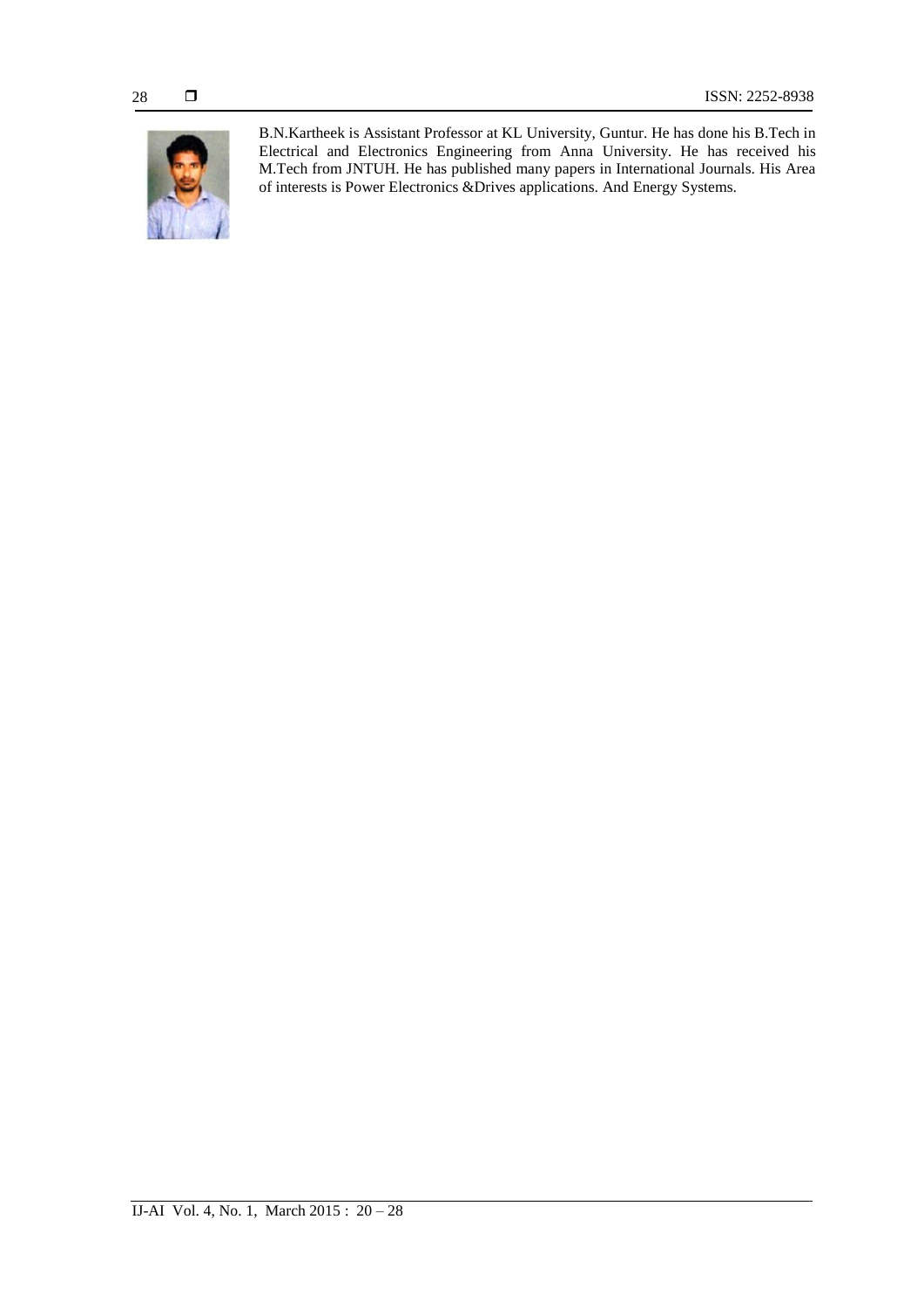B.N.Kartheek is Assistant Professor at KL University, Guntur. He has done his B.Tech in Electrical and Electronics Engineering from Anna University. He has received his M.Tech from JNTUH. He has published many papers in International Journals. His Area of interests is Power Electronics &Drives applications. And Energy Systems.